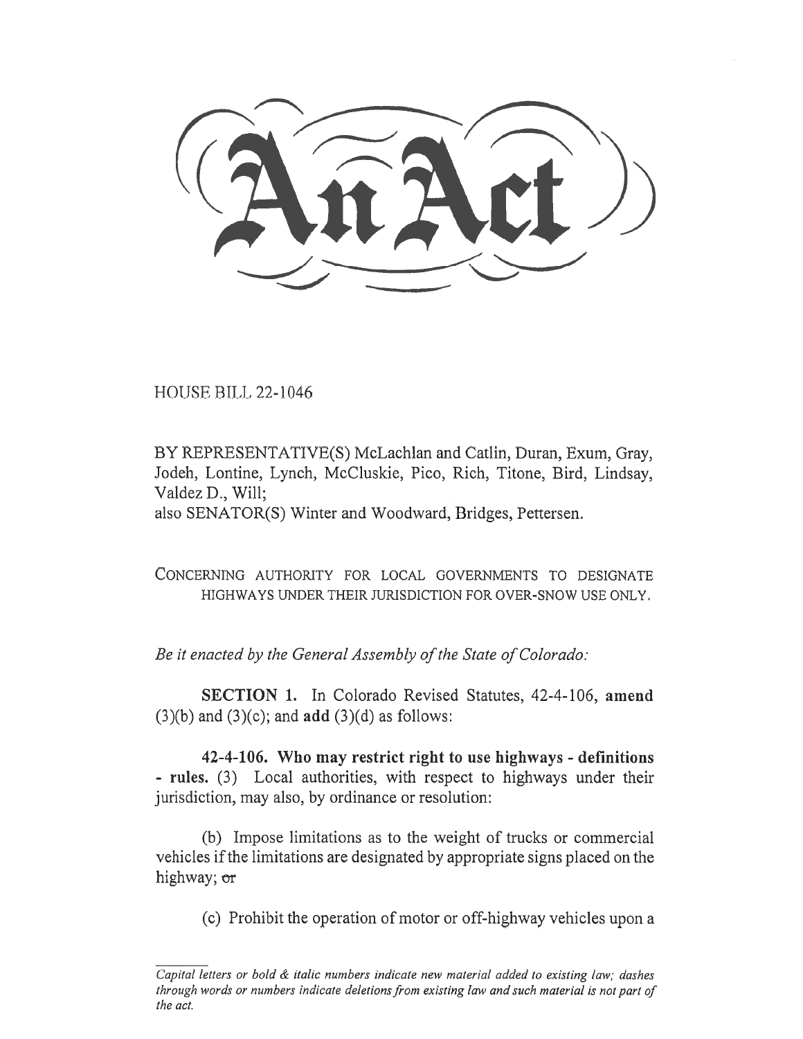# An Act

HOUSE BILL 22-1046

BY REPRESENTATIVE(S) McLachlan and Catlin, Duran, Exum, Gray, Jodeh, Lontine, Lynch, McCluskie, Pico, Rich, Titone, Bird, Lindsay, Valdez D., Will;
also SENATOR(S) Winter and Woodward, Bridges, Pettersen.

CONCERNING AUTHORITY FOR LOCAL GOVERNMENTS TO DESIGNATE HIGHWAYS UNDER THEIR JURISDICTION FOR OVER-SNOW USE ONLY.

*Be it enacted by the General Assembly of the State of Colorado:*

**SECTION 1.** In Colorado Revised Statutes, 42-4-106, **amend** (3)(b) and (3)(c); and **add** (3)(d) as follows:

**42-4-106. Who may restrict right to use highways - definitions - rules.** (3) Local authorities, with respect to highways under their jurisdiction, may also, by ordinance or resolution:

(b) Impose limitations as to the weight of trucks or commercial vehicles if the limitations are designated by appropriate signs placed on the highway; ~~or~~

(c) Prohibit the operation of motor or off-highway vehicles upon a

*Capital letters or bold & italic numbers indicate new material added to existing law; dashes through words or numbers indicate deletions from existing law and such material is not part of the act.*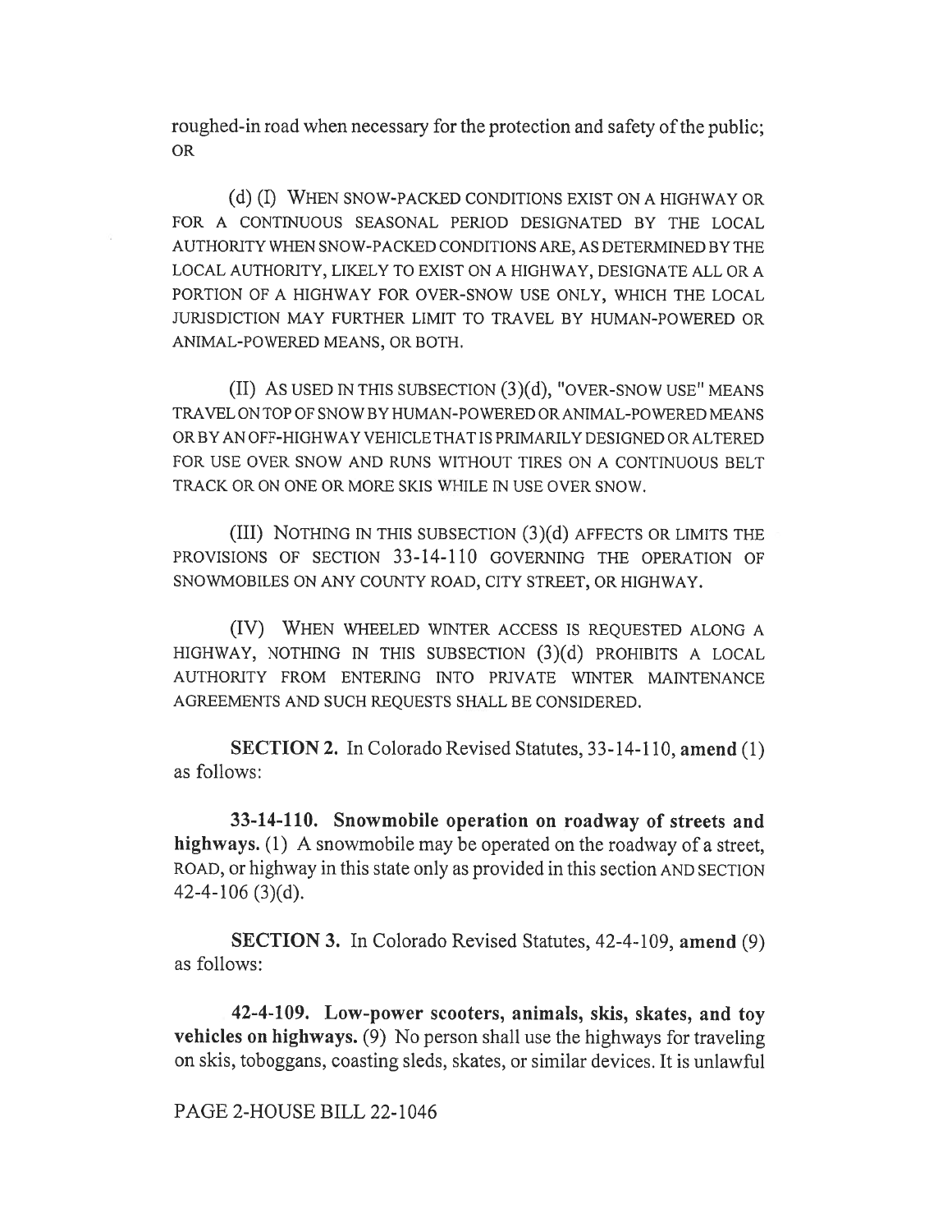roughed-in road when necessary for the protection and safety of the public; OR

(d) (I) WHEN SNOW-PACKED CONDITIONS EXIST ON A HIGHWAY OR FOR A CONTINUOUS SEASONAL PERIOD DESIGNATED BY THE LOCAL AUTHORITY WHEN SNOW-PACKED CONDITIONS ARE, AS DETERMINED BY THE LOCAL AUTHORITY, LIKELY TO EXIST ON A HIGHWAY, DESIGNATE ALL OR A PORTION OF A HIGHWAY FOR OVER-SNOW USE ONLY, WHICH THE LOCAL JURISDICTION MAY FURTHER LIMIT TO TRAVEL BY HUMAN-POWERED OR ANIMAL-POWERED MEANS, OR BOTH.

(II) AS USED IN THIS SUBSECTION (3)(d), "OVER-SNOW USE" MEANS TRAVEL ON TOP OF SNOW BY HUMAN-POWERED OR ANIMAL-POWERED MEANS OR BY AN OFF-HIGHWAY VEHICLE THAT IS PRIMARILY DESIGNED OR ALTERED FOR USE OVER SNOW AND RUNS WITHOUT TIRES ON A CONTINUOUS BELT TRACK OR ON ONE OR MORE SKIS WHILE IN USE OVER SNOW.

(III) NOTHING IN THIS SUBSECTION (3)(d) AFFECTS OR LIMITS THE PROVISIONS OF SECTION 33-14-110 GOVERNING THE OPERATION OF SNOWMOBILES ON ANY COUNTY ROAD, CITY STREET, OR HIGHWAY.

(IV) WHEN WHEELED WINTER ACCESS IS REQUESTED ALONG A HIGHWAY, NOTHING IN THIS SUBSECTION (3)(d) PROHIBITS A LOCAL AUTHORITY FROM ENTERING INTO PRIVATE WINTER MAINTENANCE AGREEMENTS AND SUCH REQUESTS SHALL BE CONSIDERED.

**SECTION 2.** In Colorado Revised Statutes, 33-14-110, **amend** (1) as follows:

**33-14-110. Snowmobile operation on roadway of streets and highways.** (1) A snowmobile may be operated on the roadway of a street, ROAD, or highway in this state only as provided in this section AND SECTION 42-4-106 (3)(d).

**SECTION 3.** In Colorado Revised Statutes, 42-4-109, **amend** (9) as follows:

**42-4-109. Low-power scooters, animals, skis, skates, and toy vehicles on highways.** (9) No person shall use the highways for traveling on skis, toboggans, coasting sleds, skates, or similar devices. It is unlawful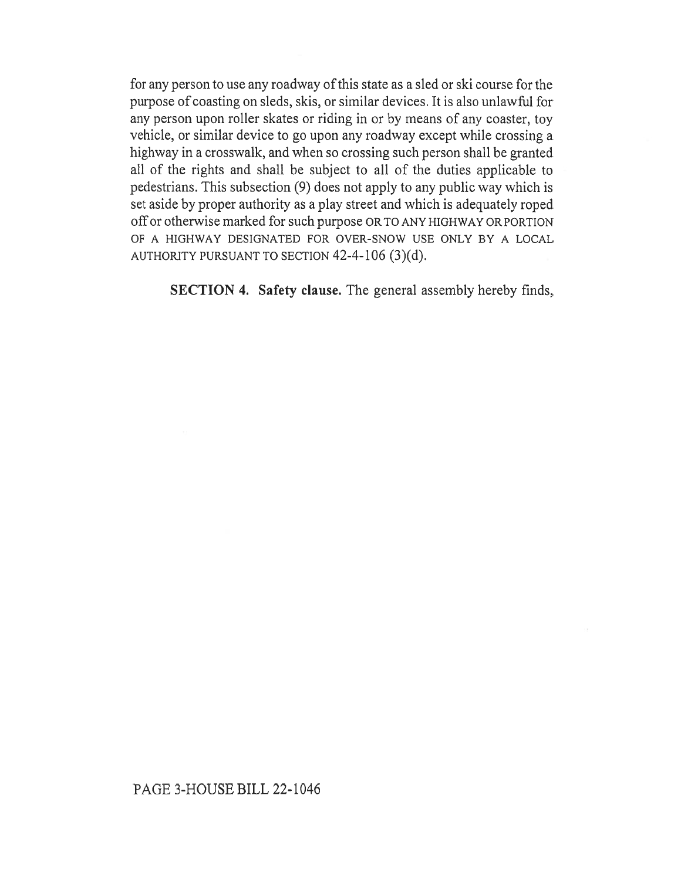for any person to use any roadway of this state as a sled or ski course for the purpose of coasting on sleds, skis, or similar devices. It is also unlawful for any person upon roller skates or riding in or by means of any coaster, toy vehicle, or similar device to go upon any roadway except while crossing a highway in a crosswalk, and when so crossing such person shall be granted all of the rights and shall be subject to all of the duties applicable to pedestrians. This subsection (9) does not apply to any public way which is set aside by proper authority as a play street and which is adequately roped off or otherwise marked for such purpose OR TO ANY HIGHWAY OR PORTION OF A HIGHWAY DESIGNATED FOR OVER-SNOW USE ONLY BY A LOCAL AUTHORITY PURSUANT TO SECTION 42-4-106 (3)(d).

**SECTION 4. Safety clause.** The general assembly hereby finds,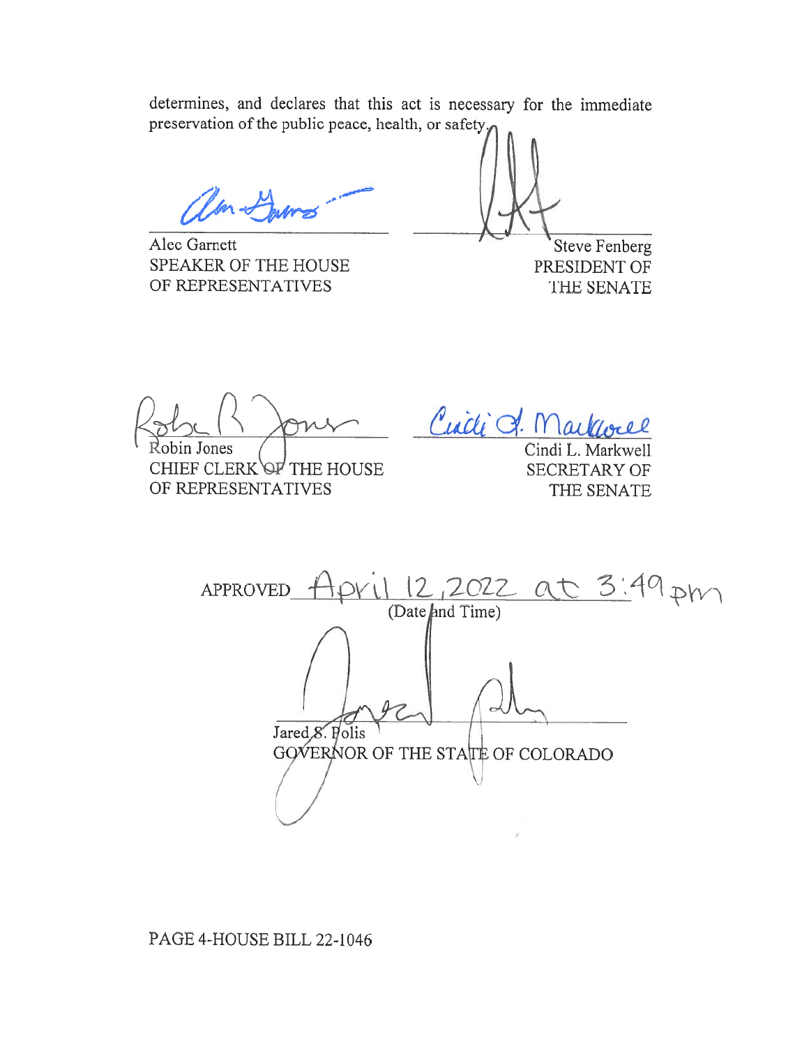determines, and declares that this act is necessary for the immediate preservation of the public peace, health, or safety.

Alec Garnett
SPEAKER OF THE HOUSE
OF REPRESENTATIVES

Steve Fenberg
PRESIDENT OF
THE SENATE

Robin Jones
CHIEF CLERK OF THE HOUSE
OF REPRESENTATIVES

Cindi L. Markwell
SECRETARY OF
THE SENATE

APPROVED April 12, 2022 at 3:49 pm
(Date and Time)

Jared S. Polis
GOVERNOR OF THE STATE OF COLORADO

PAGE 4-HOUSE BILL 22-1046